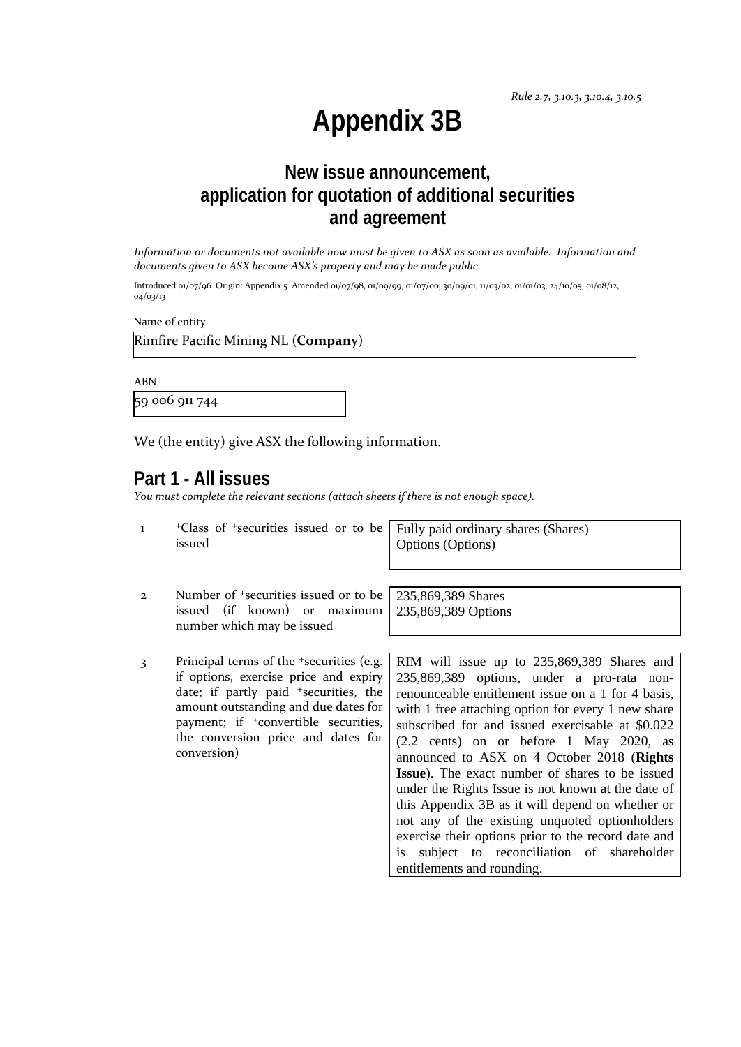*Rule 2.7, 3.10.3, 3.10.4, 3.10.5*

# Appendix 3B

## New issue announcement, application for quotation of additional securities and agreement

*Information or documents not available now must be given to ASX as soon as available. Information and documents given to ASX become ASX's property and may be made public.*

Introduced 01/07/96 Origin: Appendix 5 Amended 01/07/98, 01/09/99, 01/07/00, 30/09/01, 11/03/02, 01/01/03, 24/10/05, 01/08/12, 04/03/13

Name of entity

Rimfire Pacific Mining NL (**Company**)

ABN

59 006 911 744

We (the entity) give ASX the following information.

## Part 1 - All issues

*You must complete the relevant sections (attach sheets if there is not enough space).*

| | | |
|---|---|---|
| 1 | +Class of +securities issued or to be issued | Fully paid ordinary shares (Shares)<br>Options (Options) |
| 2 | Number of +securities issued or to be issued (if known) or maximum number which may be issued | 235,869,389 Shares<br>235,869,389 Options |
| 3 | Principal terms of the +securities (e.g. if options, exercise price and expiry date; if partly paid +securities, the amount outstanding and due dates for payment; if +convertible securities, the conversion price and dates for conversion) | RIM will issue up to 235,869,389 Shares and 235,869,389 options, under a pro-rata non-renounceable entitlement issue on a 1 for 4 basis, with 1 free attaching option for every 1 new share subscribed for and issued exercisable at $0.022 (2.2 cents) on or before 1 May 2020, as announced to ASX on 4 October 2018 (**Rights Issue**). The exact number of shares to be issued under the Rights Issue is not known at the date of this Appendix 3B as it will depend on whether or not any of the existing unquoted optionholders exercise their options prior to the record date and is subject to reconciliation of shareholder entitlements and rounding. |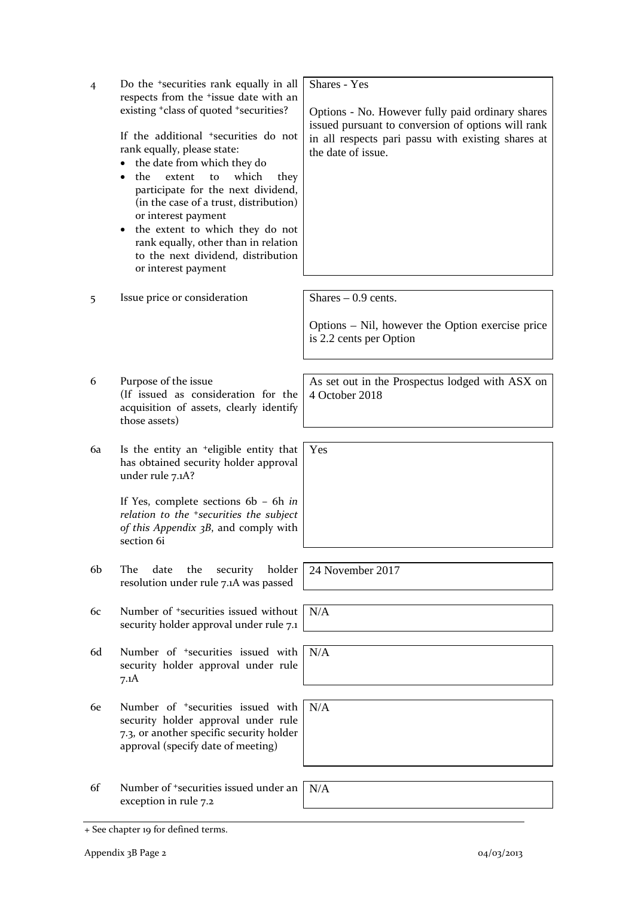| | | |
|---|---|---|
| 4 | Do the +securities rank equally in all respects from the +issue date with an existing +class of quoted +securities?<br><br>If the additional +securities do not rank equally, please state:<br>• the date from which they do<br>• the extent to which they participate for the next dividend, (in the case of a trust, distribution) or interest payment<br>• the extent to which they do not rank equally, other than in relation to the next dividend, distribution or interest payment | Shares - Yes<br><br>Options - No. However fully paid ordinary shares issued pursuant to conversion of options will rank in all respects pari passu with existing shares at the date of issue. |
| 5 | Issue price or consideration | Shares – 0.9 cents.<br><br>Options – Nil, however the Option exercise price is 2.2 cents per Option |
| 6 | Purpose of the issue<br>(If issued as consideration for the acquisition of assets, clearly identify those assets) | As set out in the Prospectus lodged with ASX on 4 October 2018 |
| 6a | Is the entity an +eligible entity that has obtained security holder approval under rule 7.1A?<br><br>If Yes, complete sections 6b – 6h *in relation to the +securities the subject of this Appendix 3B*, and comply with section 6i | Yes |
| 6b | The date the security holder resolution under rule 7.1A was passed | 24 November 2017 |
| 6c | Number of +securities issued without security holder approval under rule 7.1 | N/A |
| 6d | Number of +securities issued with security holder approval under rule 7.1A | N/A |
| 6e | Number of +securities issued with security holder approval under rule 7.3, or another specific security holder approval (specify date of meeting) | N/A |
| 6f | Number of +securities issued under an exception in rule 7.2 | N/A |

+ See chapter 19 for defined terms.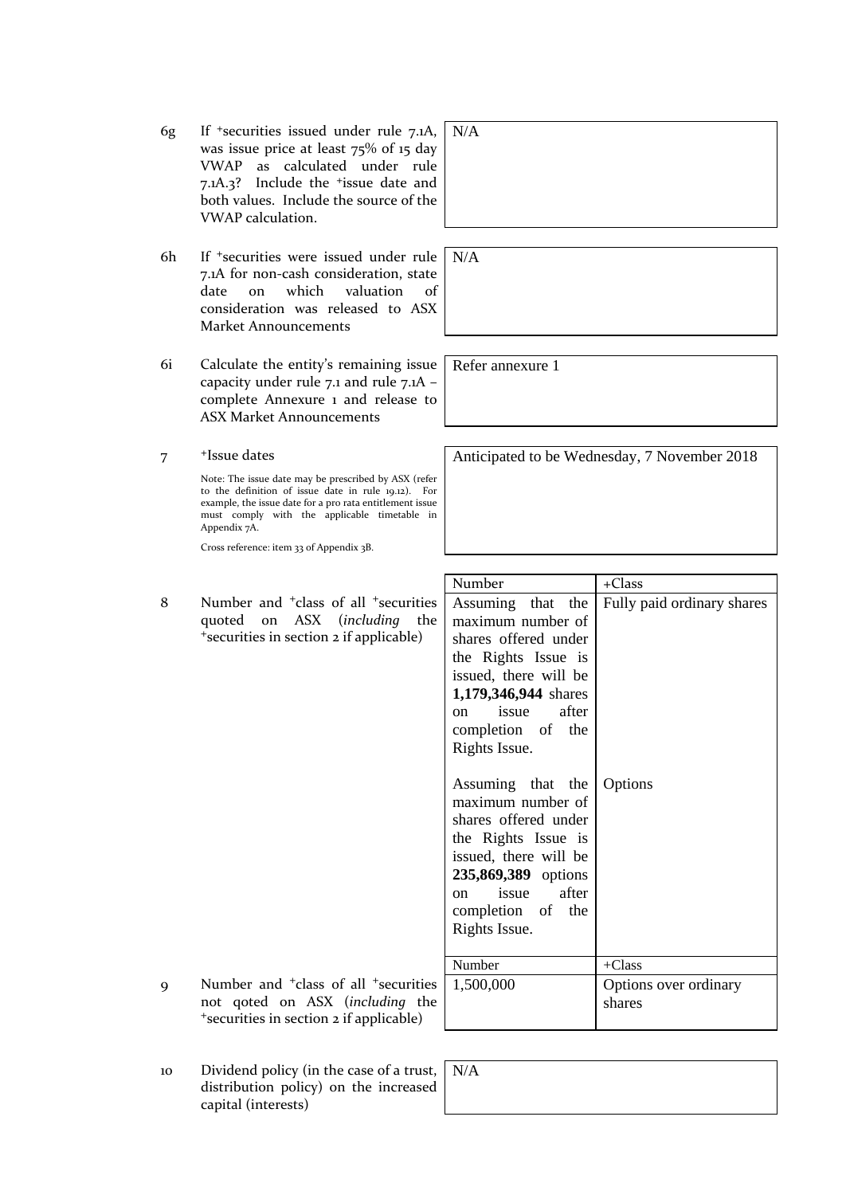| | | | |
|---|---|---|---|
| 6g | If +securities issued under rule 7.1A, was issue price at least 75% of 15 day VWAP as calculated under rule 7.1A.3? Include the +issue date and both values. Include the source of the VWAP calculation. | N/A | |
| 6h | If +securities were issued under rule 7.1A for non-cash consideration, state date on which valuation of consideration was released to ASX Market Announcements | N/A | |
| 6i | Calculate the entity's remaining issue capacity under rule 7.1 and rule 7.1A – complete Annexure 1 and release to ASX Market Announcements | Refer annexure 1 | |
| 7 | +Issue dates<br><br>Note: The issue date may be prescribed by ASX (refer to the definition of issue date in rule 19.12). For example, the issue date for a pro rata entitlement issue must comply with the applicable timetable in Appendix 7A.<br><br>Cross reference: item 33 of Appendix 3B. | Anticipated to be Wednesday, 7 November 2018 | |

| | | Number | +Class |
|---|---|---|---|
| 8 | Number and +class of all +securities quoted on ASX (*including* the +securities in section 2 if applicable) | Assuming that the maximum number of shares offered under the Rights Issue is issued, there will be **1,179,346,944** shares on issue after completion of the Rights Issue. | Fully paid ordinary shares |
| | | Assuming that the maximum number of shares offered under the Rights Issue is issued, there will be **235,869,389** options on issue after completion of the Rights Issue. | Options |

| | | Number | +Class |
|---|---|---|---|
| 9 | Number and +class of all +securities not qoted on ASX (*including* the +securities in section 2 if applicable) | 1,500,000 | Options over ordinary shares |

| | | |
|---|---|---|
| 10 | Dividend policy (in the case of a trust, distribution policy) on the increased capital (interests) | N/A |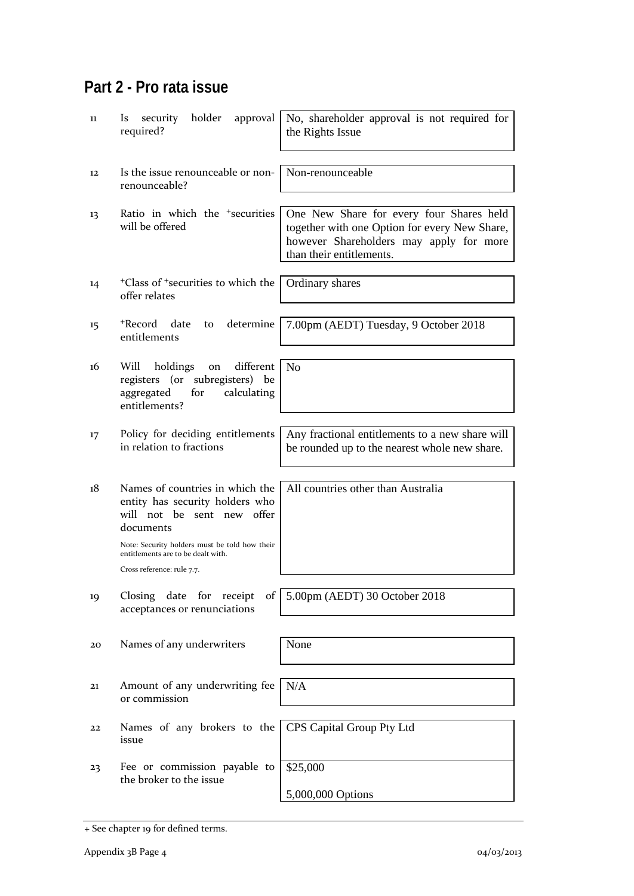## Part 2 - Pro rata issue

| | | |
|---|---|---|
| 11 | Is security holder approval required? | No, shareholder approval is not required for the Rights Issue |
| 12 | Is the issue renounceable or non-renounceable? | Non-renounceable |
| 13 | Ratio in which the +securities will be offered | One New Share for every four Shares held together with one Option for every New Share, however Shareholders may apply for more than their entitlements. |
| 14 | +Class of +securities to which the offer relates | Ordinary shares |
| 15 | +Record date to determine entitlements | 7.00pm (AEDT) Tuesday, 9 October 2018 |
| 16 | Will holdings on different registers (or subregisters) be aggregated for calculating entitlements? | No |
| 17 | Policy for deciding entitlements in relation to fractions | Any fractional entitlements to a new share will be rounded up to the nearest whole new share. |
| 18 | Names of countries in which the entity has security holders who will not be sent new offer documents<br><br>Note: Security holders must be told how their entitlements are to be dealt with.<br><br>Cross reference: rule 7.7. | All countries other than Australia |
| 19 | Closing date for receipt of acceptances or renunciations | 5.00pm (AEDT) 30 October 2018 |
| 20 | Names of any underwriters | None |
| 21 | Amount of any underwriting fee or commission | N/A |
| 22 | Names of any brokers to the issue | CPS Capital Group Pty Ltd |
| 23 | Fee or commission payable to the broker to the issue | $25,000<br><br>5,000,000 Options |

+ See chapter 19 for defined terms.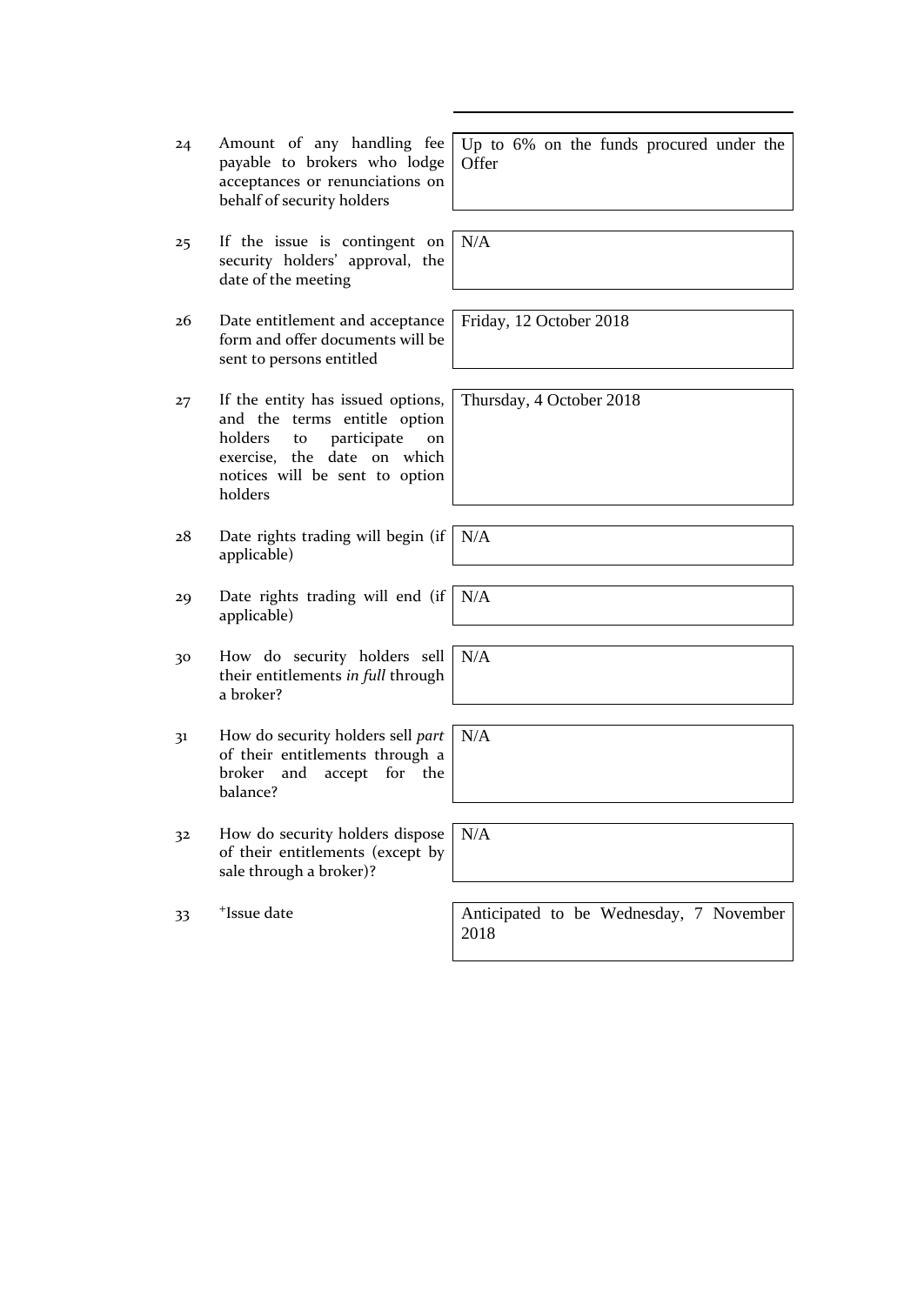| | | |
|---|---|---|
| 24 | Amount of any handling fee payable to brokers who lodge acceptances or renunciations on behalf of security holders | Up to 6% on the funds procured under the Offer |
| 25 | If the issue is contingent on security holders' approval, the date of the meeting | N/A |
| 26 | Date entitlement and acceptance form and offer documents will be sent to persons entitled | Friday, 12 October 2018 |
| 27 | If the entity has issued options, and the terms entitle option holders to participate on exercise, the date on which notices will be sent to option holders | Thursday, 4 October 2018 |
| 28 | Date rights trading will begin (if applicable) | N/A |
| 29 | Date rights trading will end (if applicable) | N/A |
| 30 | How do security holders sell their entitlements *in full* through a broker? | N/A |
| 31 | How do security holders sell *part* of their entitlements through a broker and accept for the balance? | N/A |
| 32 | How do security holders dispose of their entitlements (except by sale through a broker)? | N/A |
| 33 | +Issue date | Anticipated to be Wednesday, 7 November 2018 |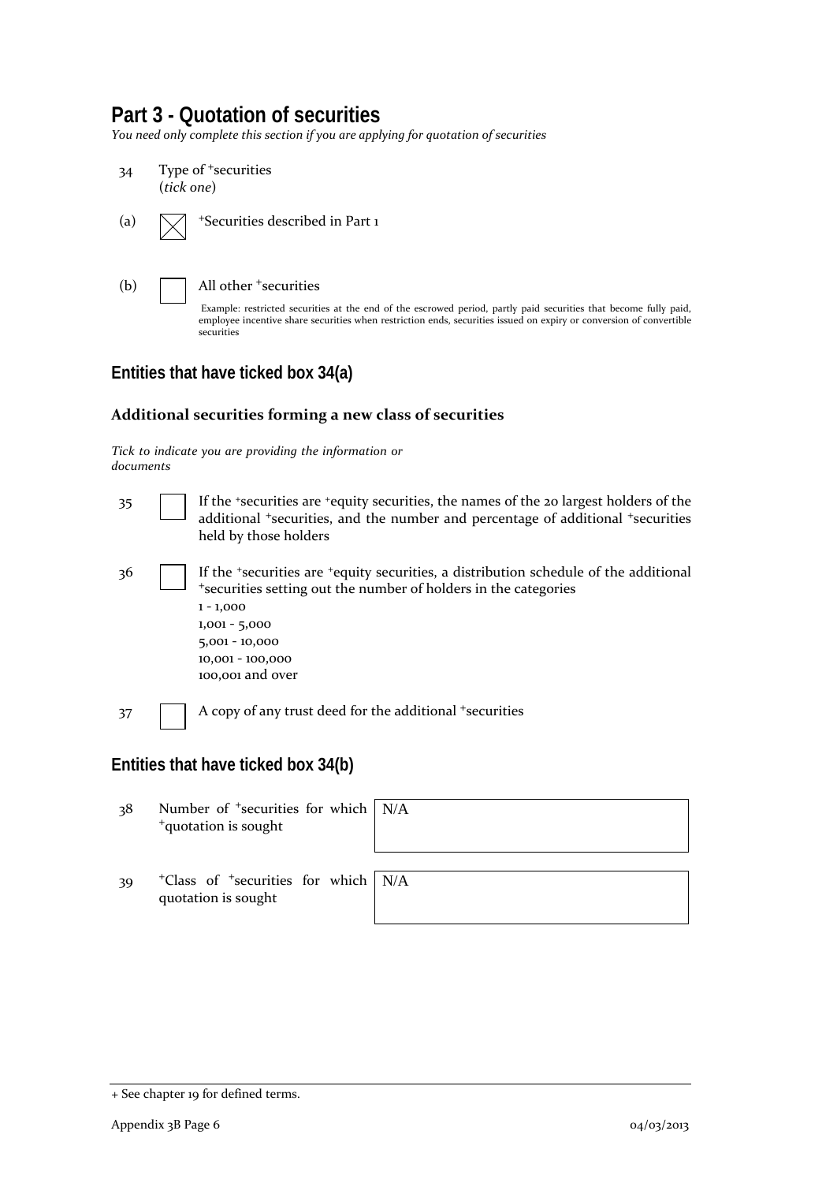## Part 3 - Quotation of securities

*You need only complete this section if you are applying for quotation of securities*

34 Type of +securities
(*tick one*)

(a) ☒ +Securities described in Part 1

(b) ☐ All other +securities

Example: restricted securities at the end of the escrowed period, partly paid securities that become fully paid, employee incentive share securities when restriction ends, securities issued on expiry or conversion of convertible securities

### Entities that have ticked box 34(a)

#### Additional securities forming a new class of securities

*Tick to indicate you are providing the information or documents*

35 ☐ If the +securities are +equity securities, the names of the 20 largest holders of the additional +securities, and the number and percentage of additional +securities held by those holders

36 ☐ If the +securities are +equity securities, a distribution schedule of the additional +securities setting out the number of holders in the categories
1 - 1,000
1,001 - 5,000
5,001 - 10,000
10,001 - 100,000
100,001 and over

37 ☐ A copy of any trust deed for the additional +securities

### Entities that have ticked box 34(b)

| | | |
|---|---|---|
| 38 | Number of +securities for which +quotation is sought | N/A |
| 39 | +Class of +securities for which quotation is sought | N/A |

+ See chapter 19 for defined terms.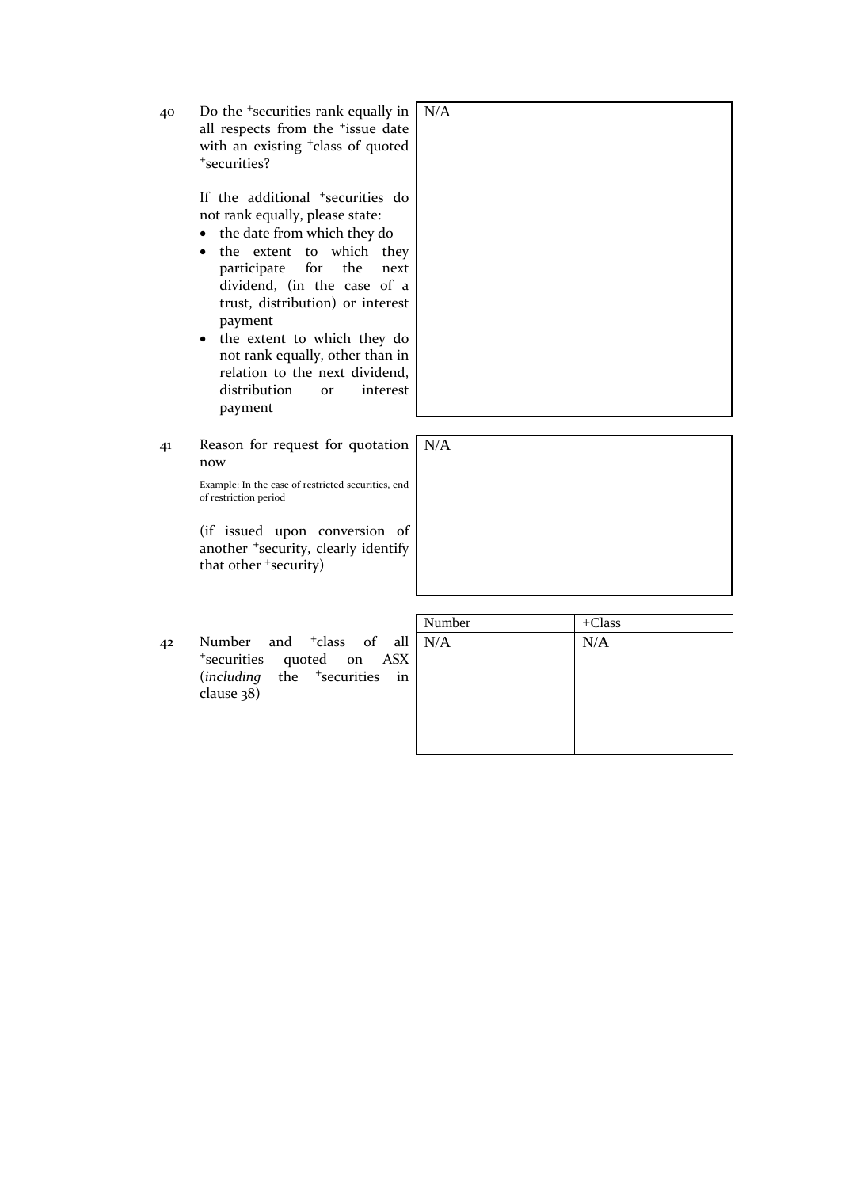| | | |
|---|---|---|
| 40 | Do the +securities rank equally in all respects from the +issue date with an existing +class of quoted +securities?<br><br>If the additional +securities do not rank equally, please state:<br>• the date from which they do<br>• the extent to which they participate for the next dividend, (in the case of a trust, distribution) or interest payment<br>• the extent to which they do not rank equally, other than in relation to the next dividend, distribution or interest payment | N/A |
| 41 | Reason for request for quotation now<br><br>Example: In the case of restricted securities, end of restriction period<br><br>(if issued upon conversion of another +security, clearly identify that other +security) | N/A |

| | | Number | +Class |
|---|---|---|---|
| 42 | Number and +class of all +securities quoted on ASX (*including* the +securities in clause 38) | N/A | N/A |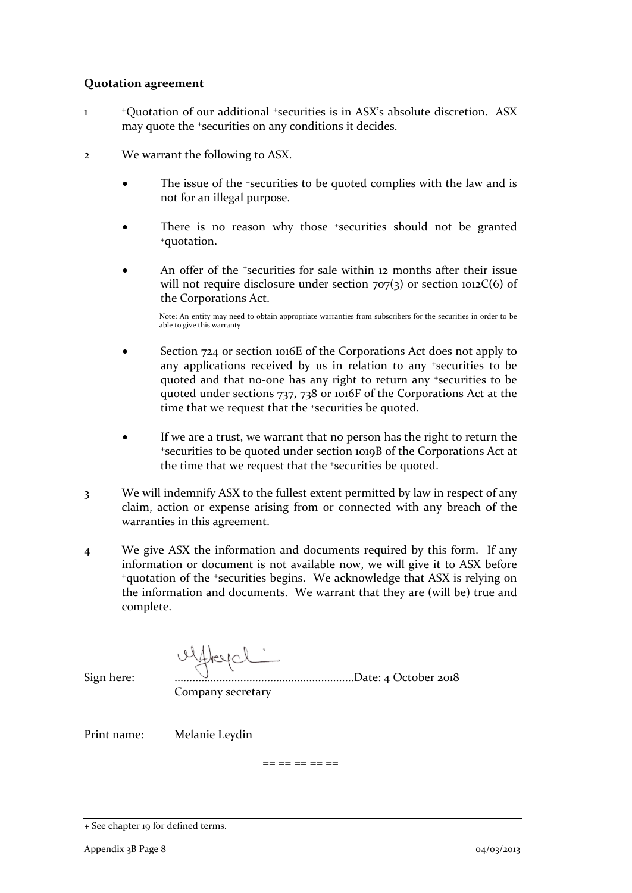**Quotation agreement**

1 +Quotation of our additional +securities is in ASX's absolute discretion. ASX may quote the +securities on any conditions it decides.

2 We warrant the following to ASX.

- The issue of the +securities to be quoted complies with the law and is not for an illegal purpose.

- There is no reason why those +securities should not be granted +quotation.

- An offer of the +securities for sale within 12 months after their issue will not require disclosure under section 707(3) or section 1012C(6) of the Corporations Act.

  Note: An entity may need to obtain appropriate warranties from subscribers for the securities in order to be able to give this warranty

- Section 724 or section 1016E of the Corporations Act does not apply to any applications received by us in relation to any +securities to be quoted and that no-one has any right to return any +securities to be quoted under sections 737, 738 or 1016F of the Corporations Act at the time that we request that the +securities be quoted.

- If we are a trust, we warrant that no person has the right to return the +securities to be quoted under section 1019B of the Corporations Act at the time that we request that the +securities be quoted.

3 We will indemnify ASX to the fullest extent permitted by law in respect of any claim, action or expense arising from or connected with any breach of the warranties in this agreement.

4 We give ASX the information and documents required by this form. If any information or document is not available now, we will give it to ASX before +quotation of the +securities begins. We acknowledge that ASX is relying on the information and documents. We warrant that they are (will be) true and complete.

Sign here: ............................................................Date: 4 October 2018
Company secretary

Print name: Melanie Leydin

== == == == ==

+ See chapter 19 for defined terms.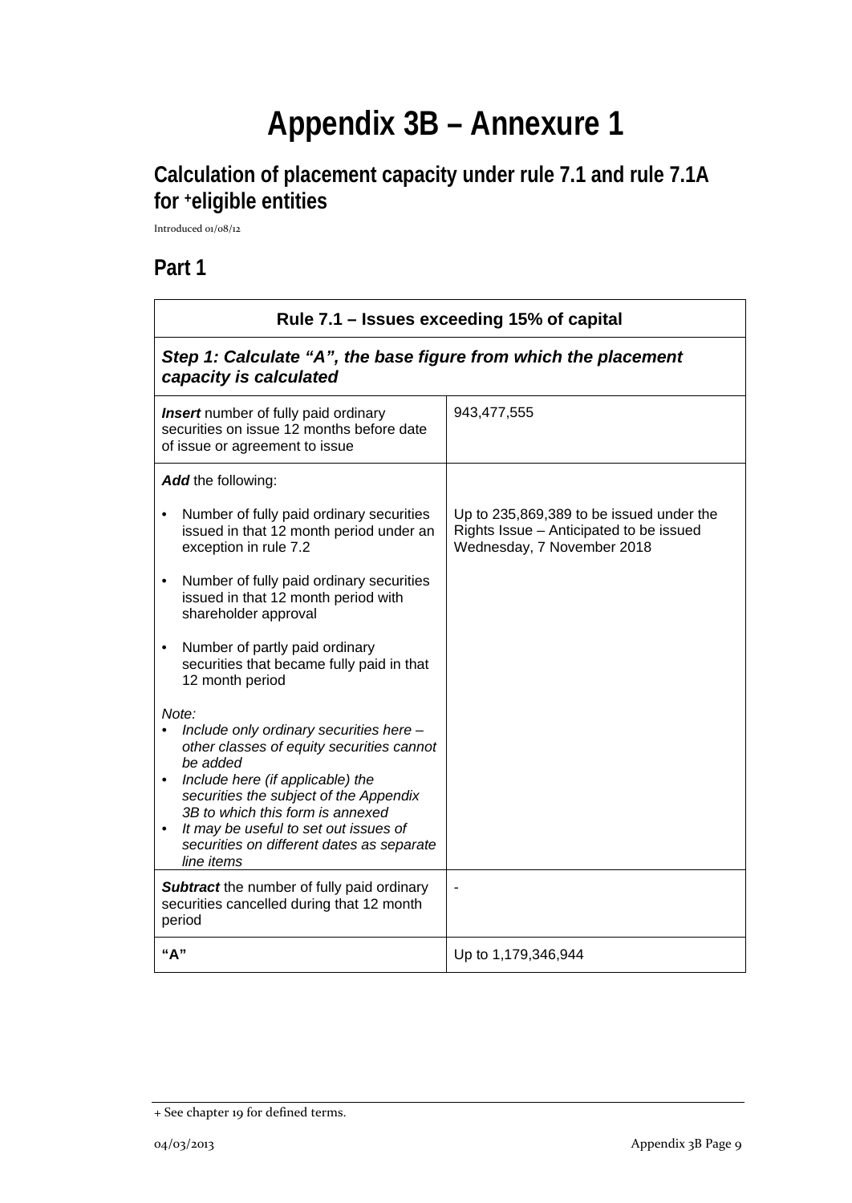# Appendix 3B – Annexure 1

## Calculation of placement capacity under rule 7.1 and rule 7.1A for +eligible entities

Introduced 01/08/12

## Part 1

| Rule 7.1 – Issues exceeding 15% of capital | |
|---|---|
| ***Step 1: Calculate "A", the base figure from which the placement capacity is calculated*** | |
| ***Insert*** number of fully paid ordinary securities on issue 12 months before date of issue or agreement to issue | 943,477,555 |
| ***Add*** the following:<br><br>• Number of fully paid ordinary securities issued in that 12 month period under an exception in rule 7.2<br><br>• Number of fully paid ordinary securities issued in that 12 month period with shareholder approval<br><br>• Number of partly paid ordinary securities that became fully paid in that 12 month period<br><br>*Note:*<br>• *Include only ordinary securities here – other classes of equity securities cannot be added*<br>• *Include here (if applicable) the securities the subject of the Appendix 3B to which this form is annexed*<br>• *It may be useful to set out issues of securities on different dates as separate line items* | Up to 235,869,389 to be issued under the Rights Issue – Anticipated to be issued Wednesday, 7 November 2018 |
| ***Subtract*** the number of fully paid ordinary securities cancelled during that 12 month period | - |
| **"A"** | Up to 1,179,346,944 |

+ See chapter 19 for defined terms.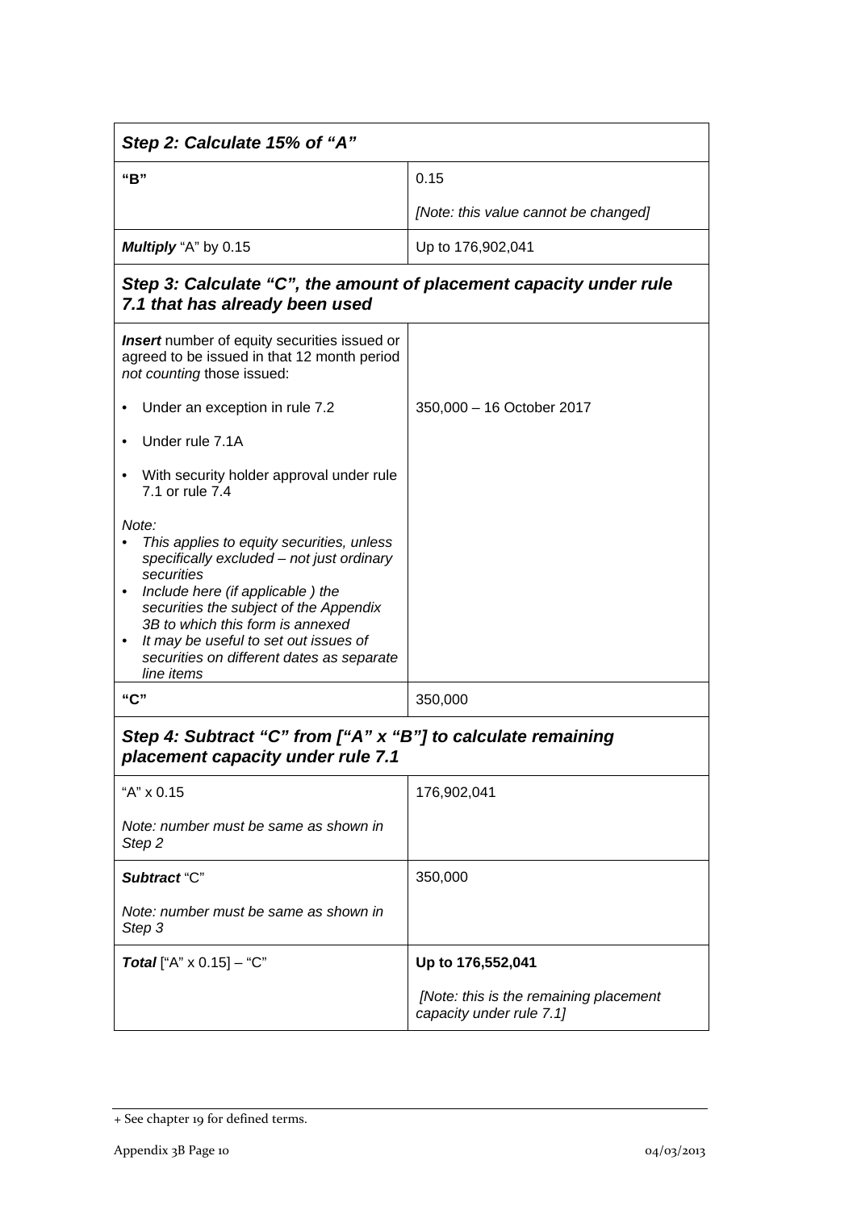| ***Step 2: Calculate 15% of "A"*** | |
|---|---|
| **"B"** | 0.15<br><br>*[Note: this value cannot be changed]* |
| ***Multiply*** "A" by 0.15 | Up to 176,902,041 |
| ***Step 3: Calculate "C", the amount of placement capacity under rule 7.1 that has already been used*** | |
| ***Insert*** number of equity securities issued or agreed to be issued in that 12 month period *not counting* those issued:<br><br>• Under an exception in rule 7.2<br><br>• Under rule 7.1A<br><br>• With security holder approval under rule 7.1 or rule 7.4<br><br>*Note:*<br>• *This applies to equity securities, unless specifically excluded – not just ordinary securities*<br>• *Include here (if applicable ) the securities the subject of the Appendix 3B to which this form is annexed*<br>• *It may be useful to set out issues of securities on different dates as separate line items* | <br><br><br><br>350,000 – 16 October 2017 |
| **"C"** | 350,000 |
| ***Step 4: Subtract "C" from ["A" x "B"] to calculate remaining placement capacity under rule 7.1*** | |
| "A" x 0.15<br><br>*Note: number must be same as shown in Step 2* | 176,902,041 |
| ***Subtract*** "C"<br><br>*Note: number must be same as shown in Step 3* | 350,000 |
| ***Total*** ["A" x 0.15] – "C" | **Up to 176,552,041**<br><br>*[Note: this is the remaining placement capacity under rule 7.1]* |

+ See chapter 19 for defined terms.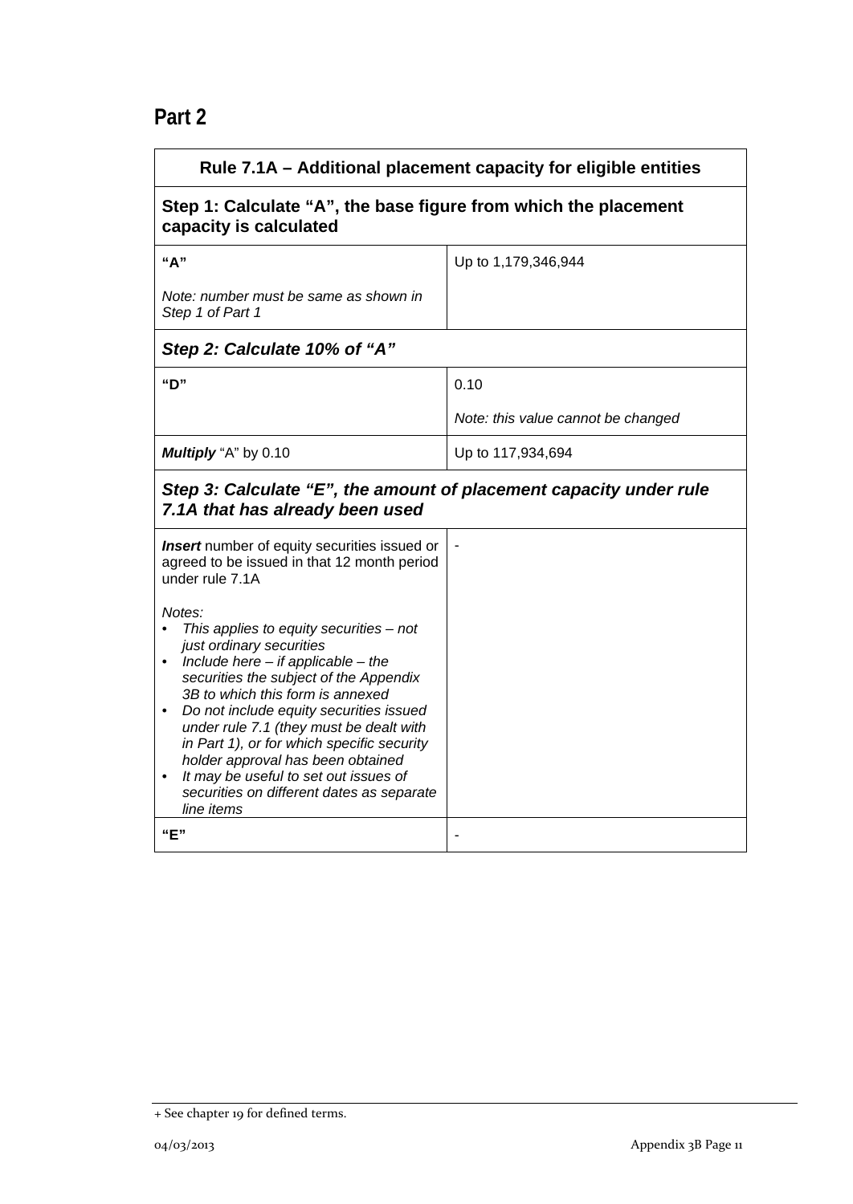## Part 2

| Rule 7.1A – Additional placement capacity for eligible entities | |
|---|---|
| **Step 1: Calculate "A", the base figure from which the placement capacity is calculated** | |
| **"A"**<br><br>*Note: number must be same as shown in Step 1 of Part 1* | Up to 1,179,346,944 |
| ***Step 2: Calculate 10% of "A"*** | |
| **"D"** | 0.10<br><br>*Note: this value cannot be changed* |
| ***Multiply*** "A" by 0.10 | Up to 117,934,694 |
| ***Step 3: Calculate "E", the amount of placement capacity under rule 7.1A that has already been used*** | |
| ***Insert*** number of equity securities issued or agreed to be issued in that 12 month period under rule 7.1A<br><br>*Notes:*<br>• *This applies to equity securities – not just ordinary securities*<br>• *Include here – if applicable – the securities the subject of the Appendix 3B to which this form is annexed*<br>• *Do not include equity securities issued under rule 7.1 (they must be dealt with in Part 1), or for which specific security holder approval has been obtained*<br>• *It may be useful to set out issues of securities on different dates as separate line items* | - |
| **"E"** | - |

+ See chapter 19 for defined terms.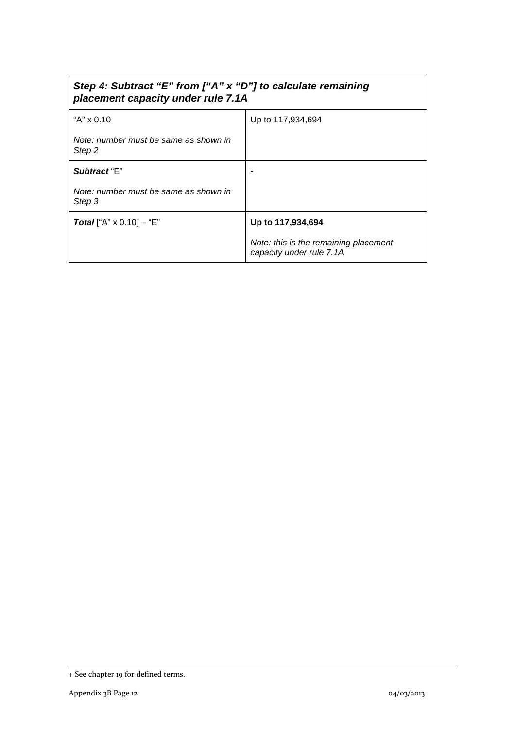| ***Step 4: Subtract "E" from ["A" x "D"] to calculate remaining placement capacity under rule 7.1A*** | |
|---|---|
| "A" x 0.10<br><br>*Note: number must be same as shown in Step 2* | Up to 117,934,694 |
| ***Subtract*** "E"<br><br>*Note: number must be same as shown in Step 3* | - |
| ***Total*** ["A" x 0.10] – "E" | **Up to 117,934,694**<br><br>*Note: this is the remaining placement capacity under rule 7.1A* |

+ See chapter 19 for defined terms.